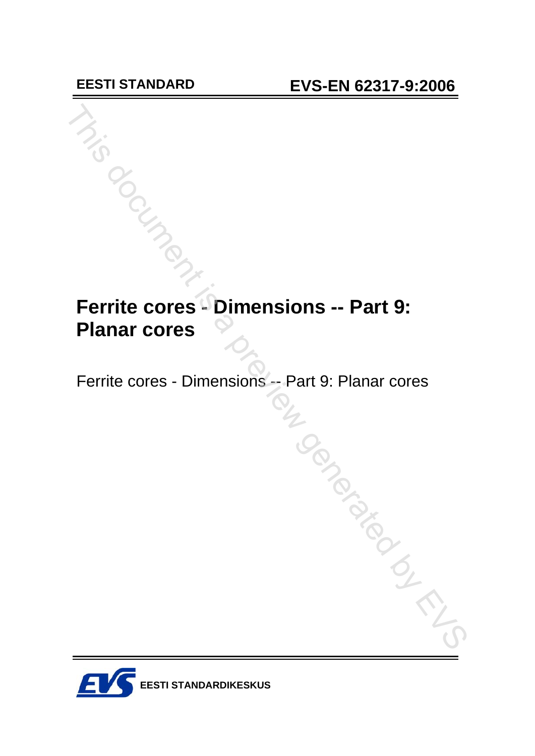**EESTI STANDARD** **EVS-EN 62317-9:2006**

# Ferrite cores - Dimensions -- Part 9: Planar cores

Ferrite cores - Dimensions -- Part 9: Planar cores

**EESTI STANDARDIKESKUS**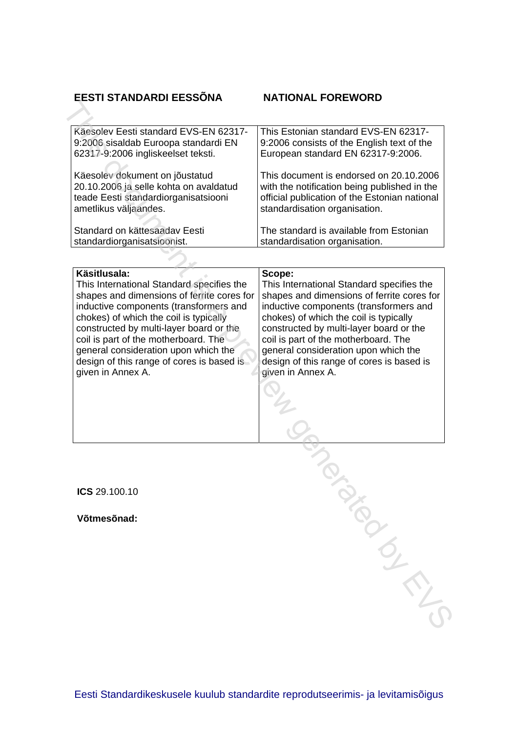| EESTI STANDARDI EESSÕNA | NATIONAL FOREWORD |
|---|---|
| Käesolev Eesti standard EVS-EN 62317-9:2006 sisaldab Euroopa standardi EN 62317-9:2006 ingliskeelset teksti. | This Estonian standard EVS-EN 62317-9:2006 consists of the English text of the European standard EN 62317-9:2006. |
| Käesolev dokument on jõustatud 20.10.2006 ja selle kohta on avaldatud teade Eesti standardiorganisatsiooni ametlikus väljaandes. | This document is endorsed on 20.10.2006 with the notification being published in the official publication of the Estonian national standardisation organisation. |
| Standard on kättesaadav Eesti standardiorganisatsioonist. | The standard is available from Estonian standardisation organisation. |

| **Käsitlusala:** | **Scope:** |
|---|---|
| This International Standard specifies the shapes and dimensions of ferrite cores for inductive components (transformers and chokes) of which the coil is typically constructed by multi-layer board or the coil is part of the motherboard. The general consideration upon which the design of this range of cores is based is given in Annex A. | This International Standard specifies the shapes and dimensions of ferrite cores for inductive components (transformers and chokes) of which the coil is typically constructed by multi-layer board or the coil is part of the motherboard. The general consideration upon which the design of this range of cores is based is given in Annex A. |

**ICS** 29.100.10

**Võtmesõnad:**

Eesti Standardikeskusele kuulub standardite reprodutseerimis- ja levitamisõigus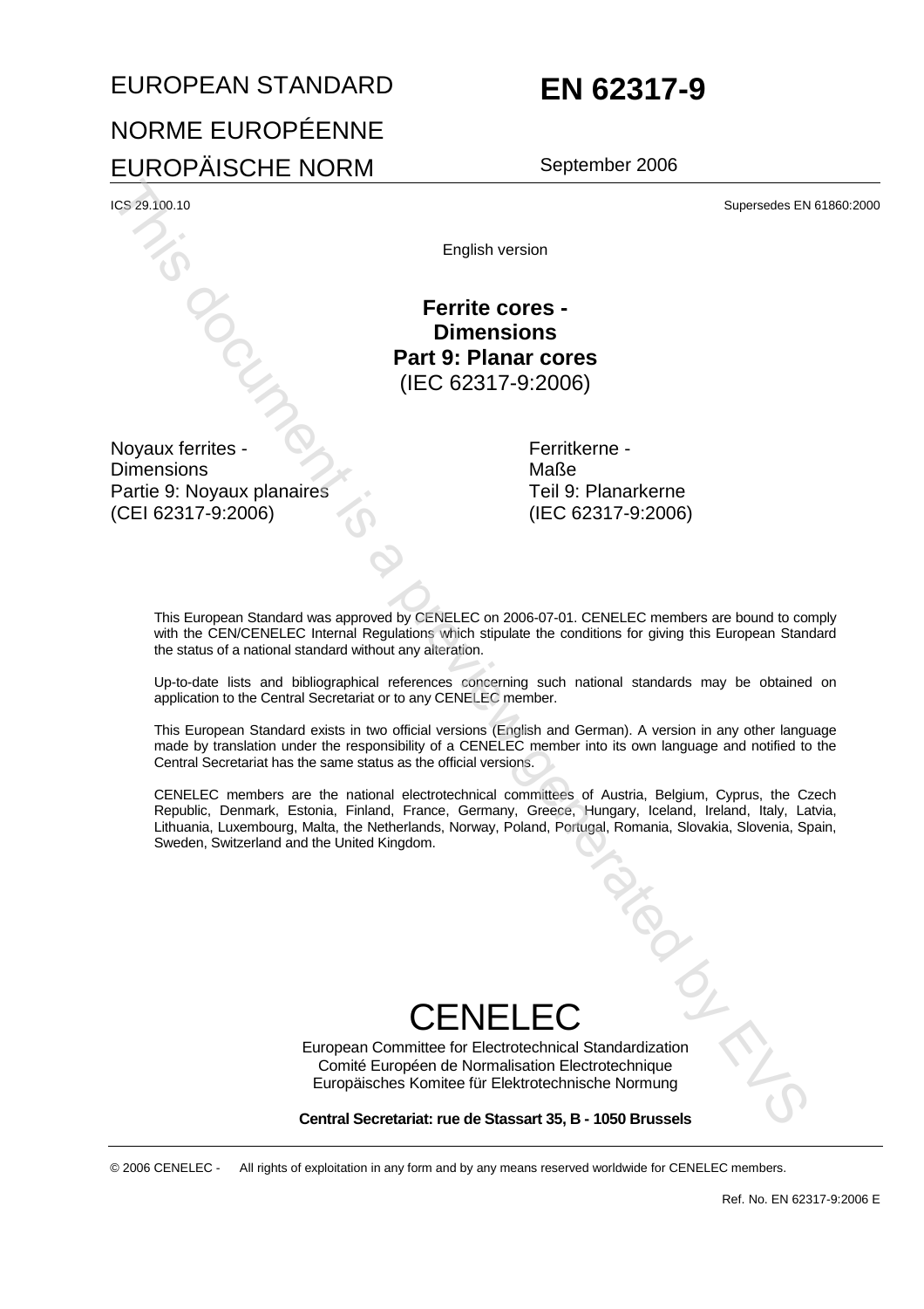# EUROPEAN STANDARD

# NORME EUROPÉENNE

# EUROPÄISCHE NORM

# EN 62317-9

September 2006

ICS 29.100.10

Supersedes EN 61860:2000

English version

**Ferrite cores -**
**Dimensions**
**Part 9: Planar cores**
(IEC 62317-9:2006)

Noyaux ferrites -
Dimensions
Partie 9: Noyaux planaires
(CEI 62317-9:2006)

Ferritkerne -
Maße
Teil 9: Planarkerne
(IEC 62317-9:2006)

This European Standard was approved by CENELEC on 2006-07-01. CENELEC members are bound to comply with the CEN/CENELEC Internal Regulations which stipulate the conditions for giving this European Standard the status of a national standard without any alteration.

Up-to-date lists and bibliographical references concerning such national standards may be obtained on application to the Central Secretariat or to any CENELEC member.

This European Standard exists in two official versions (English and German). A version in any other language made by translation under the responsibility of a CENELEC member into its own language and notified to the Central Secretariat has the same status as the official versions.

CENELEC members are the national electrotechnical committees of Austria, Belgium, Cyprus, the Czech Republic, Denmark, Estonia, Finland, France, Germany, Greece, Hungary, Iceland, Ireland, Italy, Latvia, Lithuania, Luxembourg, Malta, the Netherlands, Norway, Poland, Portugal, Romania, Slovakia, Slovenia, Spain, Sweden, Switzerland and the United Kingdom.

# CENELEC

European Committee for Electrotechnical Standardization
Comité Européen de Normalisation Electrotechnique
Europäisches Komitee für Elektrotechnische Normung

**Central Secretariat: rue de Stassart 35, B - 1050 Brussels**

© 2006 CENELEC - All rights of exploitation in any form and by any means reserved worldwide for CENELEC members.

Ref. No. EN 62317-9:2006 E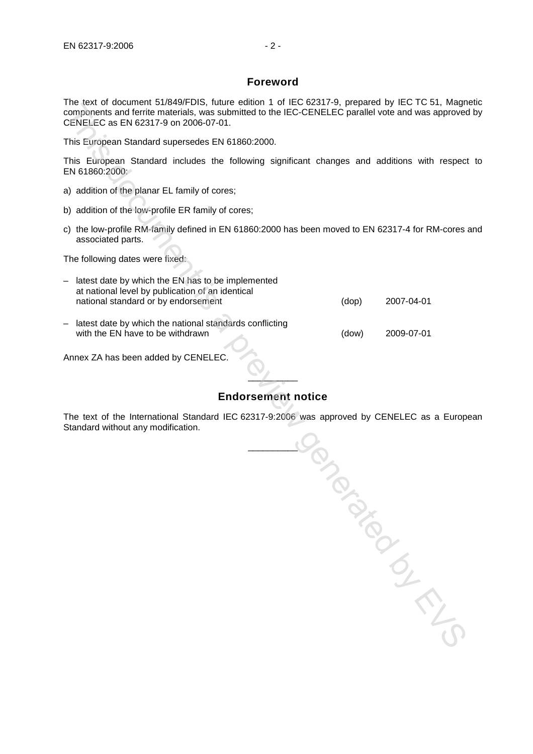## Foreword

The text of document 51/849/FDIS, future edition 1 of IEC 62317-9, prepared by IEC TC 51, Magnetic components and ferrite materials, was submitted to the IEC-CENELEC parallel vote and was approved by CENELEC as EN 62317-9 on 2006-07-01.

This European Standard supersedes EN 61860:2000.

This European Standard includes the following significant changes and additions with respect to EN 61860:2000:

a) addition of the planar EL family of cores;

b) addition of the low-profile ER family of cores;

c) the low-profile RM-family defined in EN 61860:2000 has been moved to EN 62317-4 for RM-cores and associated parts.

The following dates were fixed:

| | | |
|---|---|---|
| – latest date by which the EN has to be implemented at national level by publication of an identical national standard or by endorsement | (dop) | 2007-04-01 |
| – latest date by which the national standards conflicting with the EN have to be withdrawn | (dow) | 2009-07-01 |

Annex ZA has been added by CENELEC.

---

## Endorsement notice

The text of the International Standard IEC 62317-9:2006 was approved by CENELEC as a European Standard without any modification.

---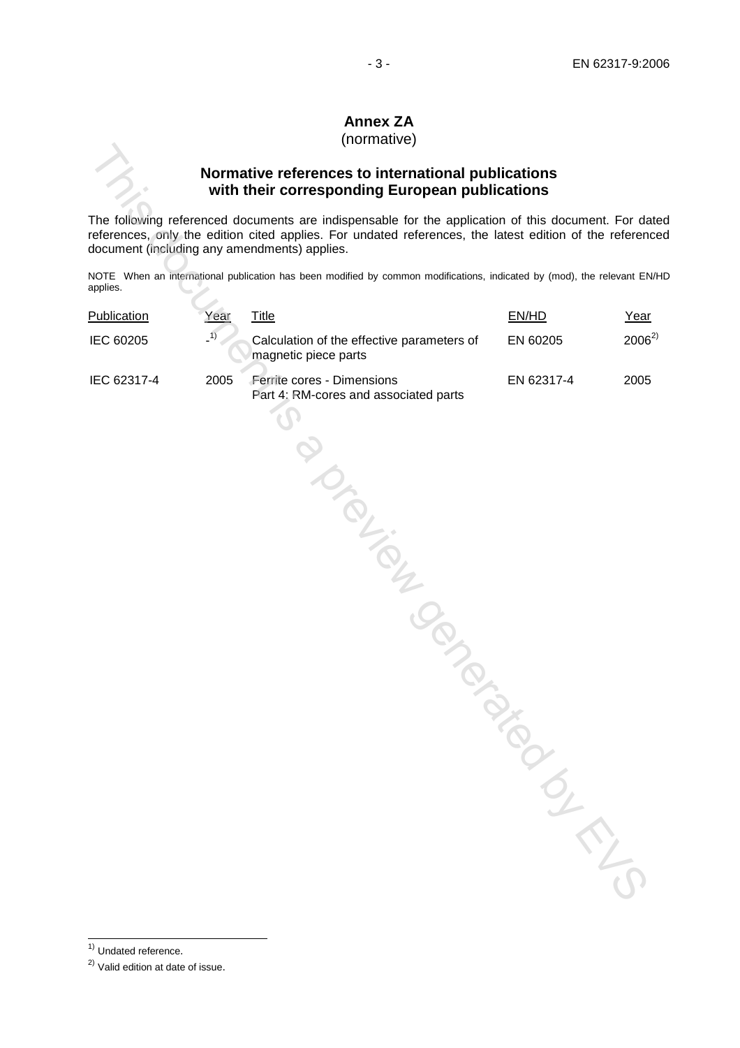# Annex ZA
(normative)

## Normative references to international publications with their corresponding European publications

The following referenced documents are indispensable for the application of this document. For dated references, only the edition cited applies. For undated references, the latest edition of the referenced document (including any amendments) applies.

NOTE When an international publication has been modified by common modifications, indicated by (mod), the relevant EN/HD applies.

| Publication | Year | Title | EN/HD | Year |
|---|---|---|---|---|
| IEC 60205 | -[1] | Calculation of the effective parameters of magnetic piece parts | EN 60205 | 2006[2] |
| IEC 62317-4 | 2005 | Ferrite cores - Dimensions Part 4: RM-cores and associated parts | EN 62317-4 | 2005 |

[1] Undated reference.

[2] Valid edition at date of issue.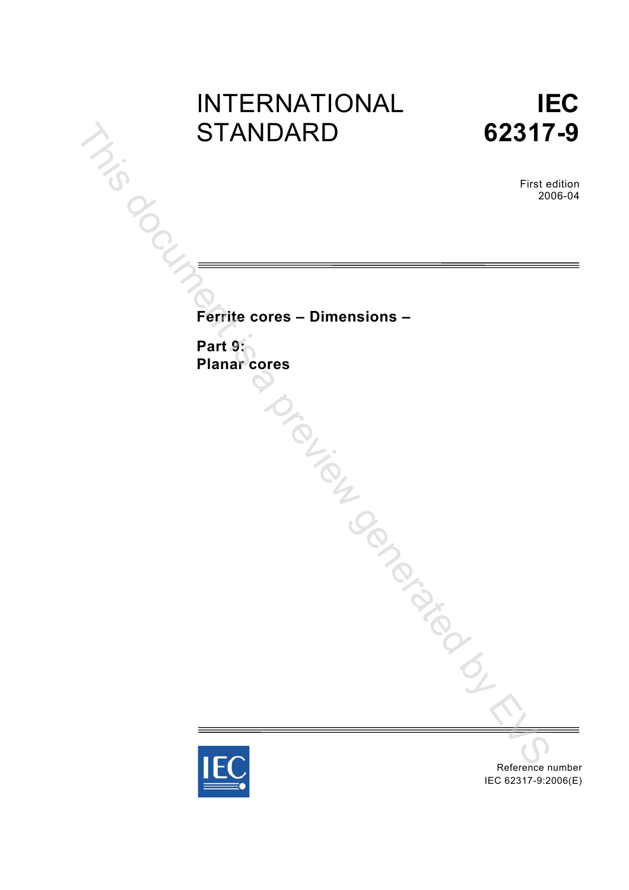# INTERNATIONAL STANDARD

# IEC 62317-9

First edition
2006-04

## Ferrite cores – Dimensions –

## Part 9: Planar cores

Reference number
IEC 62317-9:2006(E)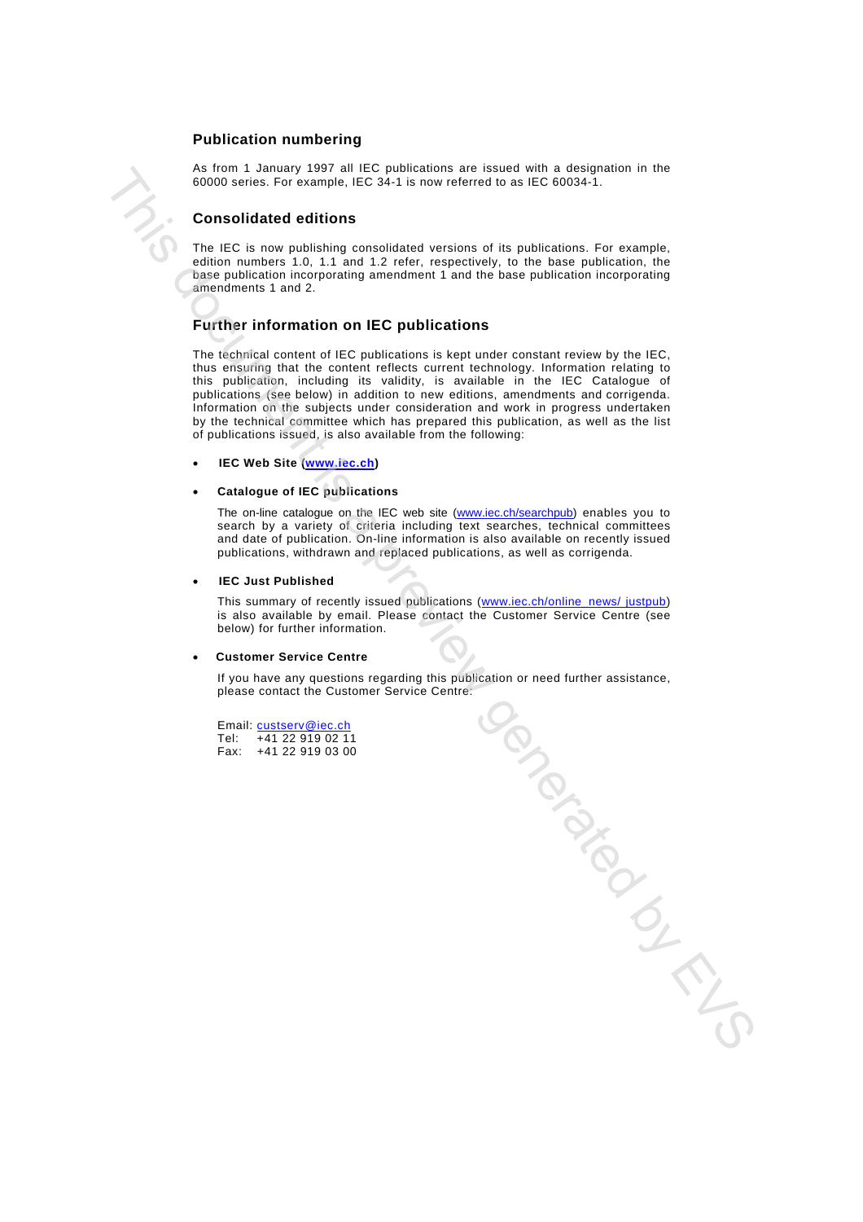## Publication numbering

As from 1 January 1997 all IEC publications are issued with a designation in the 60000 series. For example, IEC 34-1 is now referred to as IEC 60034-1.

## Consolidated editions

The IEC is now publishing consolidated versions of its publications. For example, edition numbers 1.0, 1.1 and 1.2 refer, respectively, to the base publication, the base publication incorporating amendment 1 and the base publication incorporating amendments 1 and 2.

## Further information on IEC publications

The technical content of IEC publications is kept under constant review by the IEC, thus ensuring that the content reflects current technology. Information relating to this publication, including its validity, is available in the IEC Catalogue of publications (see below) in addition to new editions, amendments and corrigenda. Information on the subjects under consideration and work in progress undertaken by the technical committee which has prepared this publication, as well as the list of publications issued, is also available from the following:

- **IEC Web Site (www.iec.ch)**

- **Catalogue of IEC publications**

  The on-line catalogue on the IEC web site (www.iec.ch/searchpub) enables you to search by a variety of criteria including text searches, technical committees and date of publication. On-line information is also available on recently issued publications, withdrawn and replaced publications, as well as corrigenda.

- **IEC Just Published**

  This summary of recently issued publications (www.iec.ch/online_news/ justpub) is also available by email. Please contact the Customer Service Centre (see below) for further information.

- **Customer Service Centre**

  If you have any questions regarding this publication or need further assistance, please contact the Customer Service Centre:

  Email: custserv@iec.ch
  Tel: +41 22 919 02 11
  Fax: +41 22 919 03 00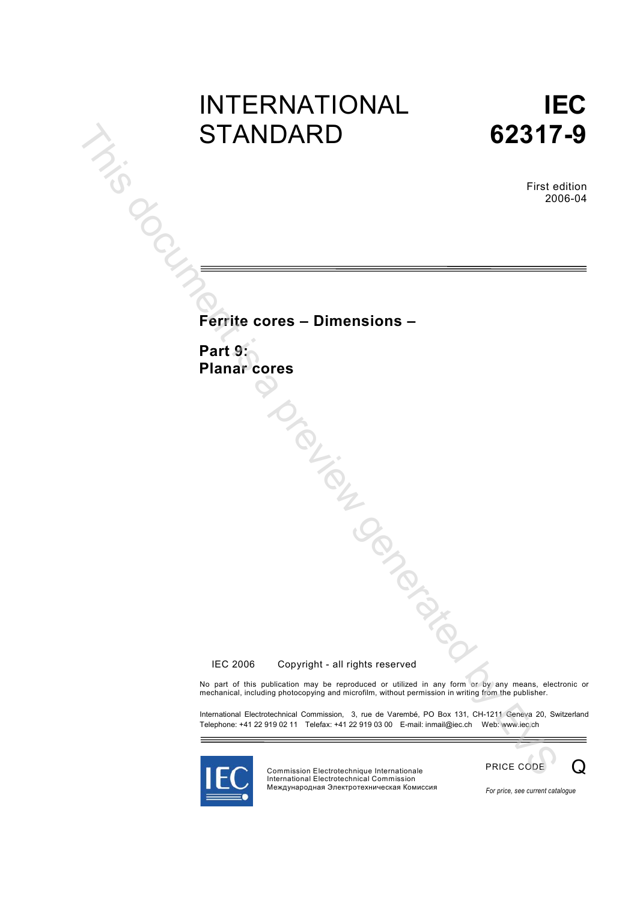# INTERNATIONAL STANDARD

# IEC 62317-9

First edition
2006-04

## Ferrite cores – Dimensions –

## Part 9: Planar cores

IEC 2006 Copyright - all rights reserved

No part of this publication may be reproduced or utilized in any form or by any means, electronic or mechanical, including photocopying and microfilm, without permission in writing from the publisher.

International Electrotechnical Commission, 3, rue de Varembé, PO Box 131, CH-1211 Geneva 20, Switzerland
Telephone: +41 22 919 02 11 Telefax: +41 22 919 03 00 E-mail: inmail@iec.ch Web: www.iec.ch

Commission Electrotechnique Internationale
International Electrotechnical Commission
Международная Электротехническая Комиссия

PRICE CODE Q

*For price, see current catalogue*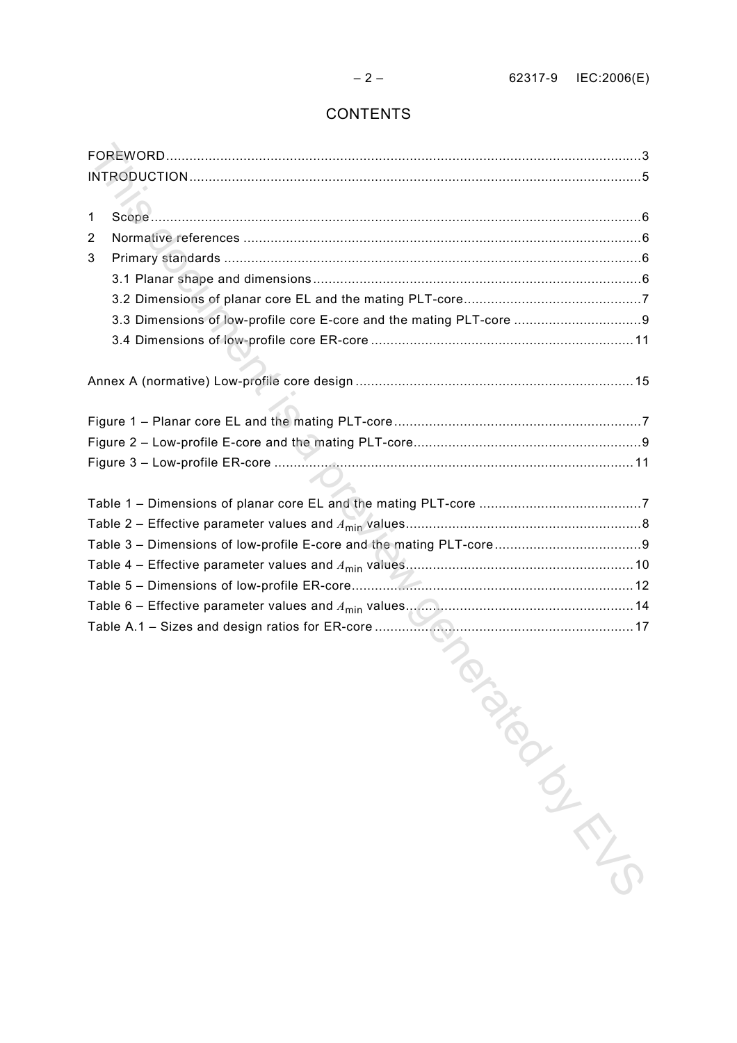# CONTENTS

FOREWORD....................................................................................................................3
INTRODUCTION..............................................................................................................5

1 Scope.........................................................................................................................6
2 Normative references ...............................................................................................6
3 Primary standards .....................................................................................................6
  3.1 Planar shape and dimensions...............................................................................6
  3.2 Dimensions of planar core EL and the mating PLT-core........................................7
  3.3 Dimensions of low-profile core E-core and the mating PLT-core ...........................9
  3.4 Dimensions of low-profile core ER-core ...............................................................11

Annex A (normative) Low-profile core design ..................................................................15

Figure 1 – Planar core EL and the mating PLT-core ..........................................................7
Figure 2 – Low-profile E-core and the mating PLT-core.....................................................9
Figure 3 – Low-profile ER-core .......................................................................................11

Table 1 – Dimensions of planar core EL and the mating PLT-core ....................................7
Table 2 – Effective parameter values and $A_{min}$ values......................................................8
Table 3 – Dimensions of low-profile E-core and the mating PLT-core................................9
Table 4 – Effective parameter values and $A_{min}$ values....................................................10
Table 5 – Dimensions of low-profile ER-core..................................................................12
Table 6 – Effective parameter values and $A_{min}$ values....................................................14
Table A.1 – Sizes and design ratios for ER-core .............................................................17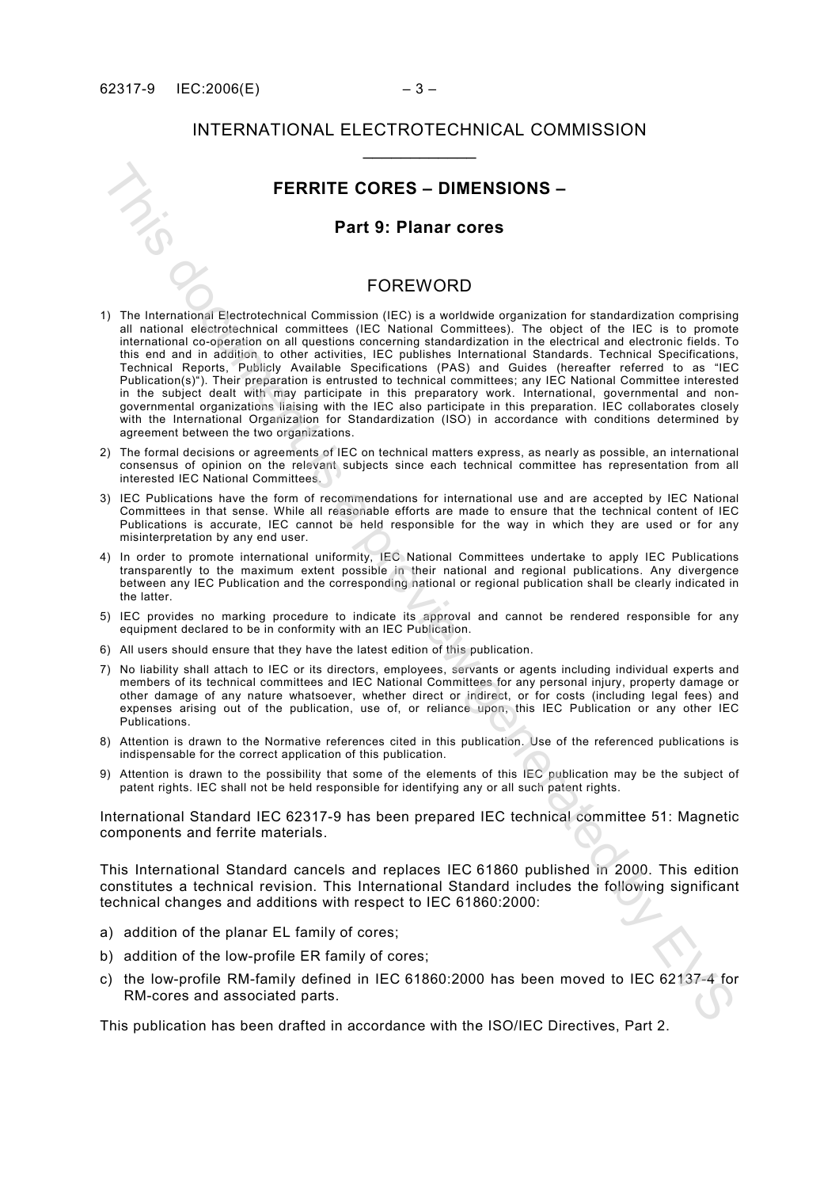INTERNATIONAL ELECTROTECHNICAL COMMISSION

___________

# FERRITE CORES – DIMENSIONS –

## Part 9: Planar cores

## FOREWORD

1) The International Electrotechnical Commission (IEC) is a worldwide organization for standardization comprising all national electrotechnical committees (IEC National Committees). The object of the IEC is to promote international co-operation on all questions concerning standardization in the electrical and electronic fields. To this end and in addition to other activities, IEC publishes International Standards. Technical Specifications, Technical Reports, Publicly Available Specifications (PAS) and Guides (hereafter referred to as "IEC Publication(s)"). Their preparation is entrusted to technical committees; any IEC National Committee interested in the subject dealt with may participate in this preparatory work. International, governmental and non-governmental organizations liaising with the IEC also participate in this preparation. IEC collaborates closely with the International Organization for Standardization (ISO) in accordance with conditions determined by agreement between the two organizations.
2) The formal decisions or agreements of IEC on technical matters express, as nearly as possible, an international consensus of opinion on the relevant subjects since each technical committee has representation from all interested IEC National Committees.
3) IEC Publications have the form of recommendations for international use and are accepted by IEC National Committees in that sense. While all reasonable efforts are made to ensure that the technical content of IEC Publications is accurate, IEC cannot be held responsible for the way in which they are used or for any misinterpretation by any end user.
4) In order to promote international uniformity, IEC National Committees undertake to apply IEC Publications transparently to the maximum extent possible in their national and regional publications. Any divergence between any IEC Publication and the corresponding national or regional publication shall be clearly indicated in the latter.
5) IEC provides no marking procedure to indicate its approval and cannot be rendered responsible for any equipment declared to be in conformity with an IEC Publication.
6) All users should ensure that they have the latest edition of this publication.
7) No liability shall attach to IEC or its directors, employees, servants or agents including individual experts and members of its technical committees and IEC National Committees for any personal injury, property damage or other damage of any nature whatsoever, whether direct or indirect, or for costs (including legal fees) and expenses arising out of the publication, use of, or reliance upon, this IEC Publication or any other IEC Publications.
8) Attention is drawn to the Normative references cited in this publication. Use of the referenced publications is indispensable for the correct application of this publication.
9) Attention is drawn to the possibility that some of the elements of this IEC publication may be the subject of patent rights. IEC shall not be held responsible for identifying any or all such patent rights.

International Standard IEC 62317-9 has been prepared IEC technical committee 51: Magnetic components and ferrite materials.

This International Standard cancels and replaces IEC 61860 published in 2000. This edition constitutes a technical revision. This International Standard includes the following significant technical changes and additions with respect to IEC 61860:2000:

a) addition of the planar EL family of cores;
b) addition of the low-profile ER family of cores;
c) the low-profile RM-family defined in IEC 61860:2000 has been moved to IEC 62137-4 for RM-cores and associated parts.

This publication has been drafted in accordance with the ISO/IEC Directives, Part 2.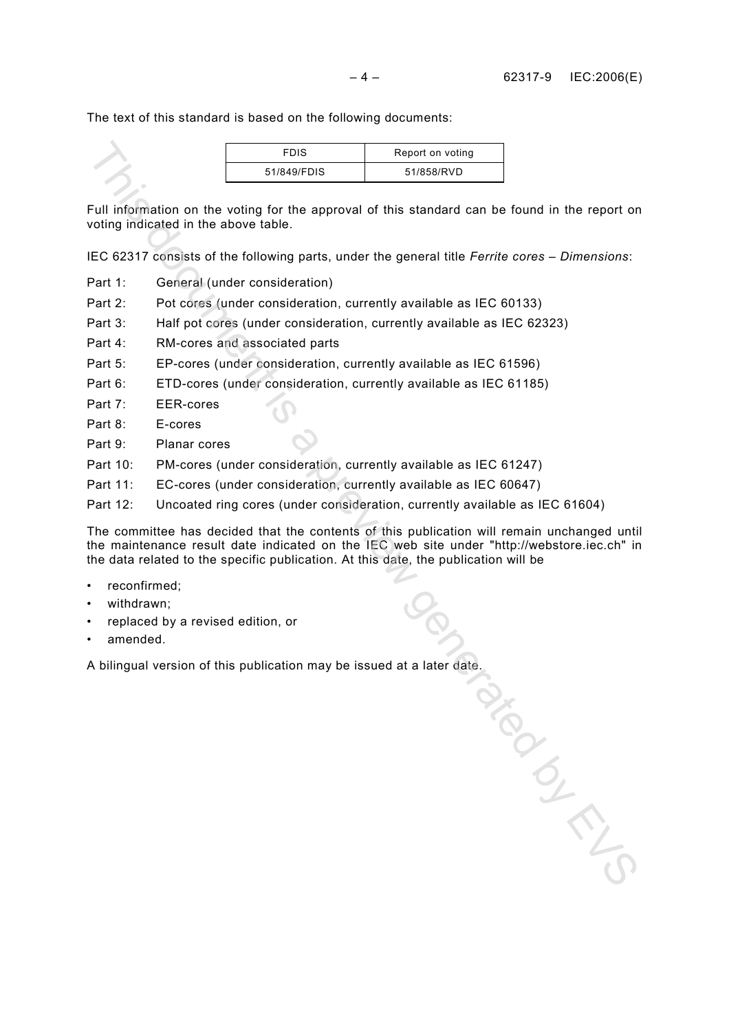The text of this standard is based on the following documents:

| FDIS | Report on voting |
|---|---|
| 51/849/FDIS | 51/858/RVD |

Full information on the voting for the approval of this standard can be found in the report on voting indicated in the above table.

IEC 62317 consists of the following parts, under the general title *Ferrite cores – Dimensions*:

Part 1: General (under consideration)

Part 2: Pot cores (under consideration, currently available as IEC 60133)

Part 3: Half pot cores (under consideration, currently available as IEC 62323)

Part 4: RM-cores and associated parts

Part 5: EP-cores (under consideration, currently available as IEC 61596)

Part 6: ETD-cores (under consideration, currently available as IEC 61185)

Part 7: EER-cores

Part 8: E-cores

Part 9: Planar cores

Part 10: PM-cores (under consideration, currently available as IEC 61247)

Part 11: EC-cores (under consideration, currently available as IEC 60647)

Part 12: Uncoated ring cores (under consideration, currently available as IEC 61604)

The committee has decided that the contents of this publication will remain unchanged until the maintenance result date indicated on the IEC web site under "http://webstore.iec.ch" in the data related to the specific publication. At this date, the publication will be

- reconfirmed;
- withdrawn;
- replaced by a revised edition, or
- amended.

A bilingual version of this publication may be issued at a later date.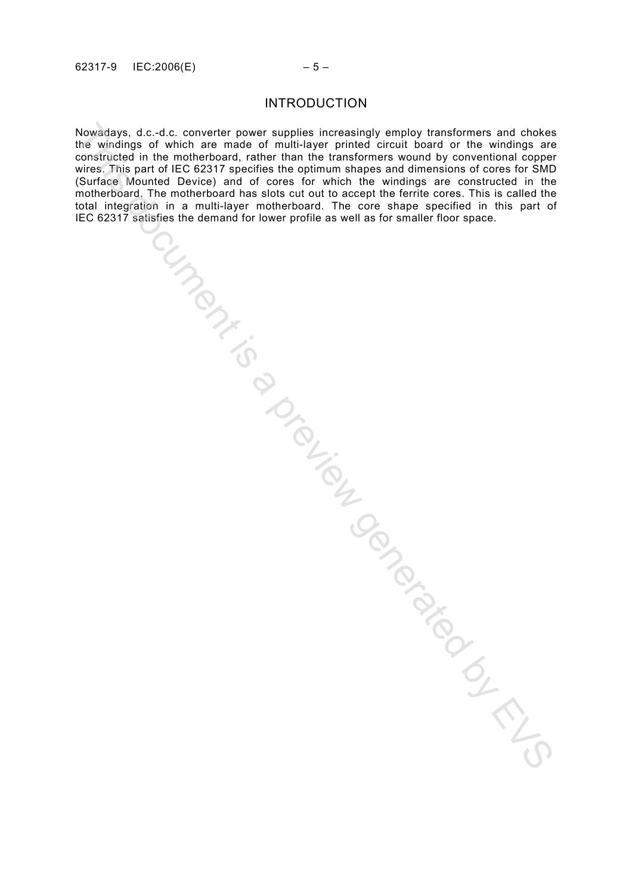# INTRODUCTION

Nowadays, d.c.-d.c. converter power supplies increasingly employ transformers and chokes the windings of which are made of multi-layer printed circuit board or the windings are constructed in the motherboard, rather than the transformers wound by conventional copper wires. This part of IEC 62317 specifies the optimum shapes and dimensions of cores for SMD (Surface Mounted Device) and of cores for which the windings are constructed in the motherboard. The motherboard has slots cut out to accept the ferrite cores. This is called the total integration in a multi-layer motherboard. The core shape specified in this part of IEC 62317 satisfies the demand for lower profile as well as for smaller floor space.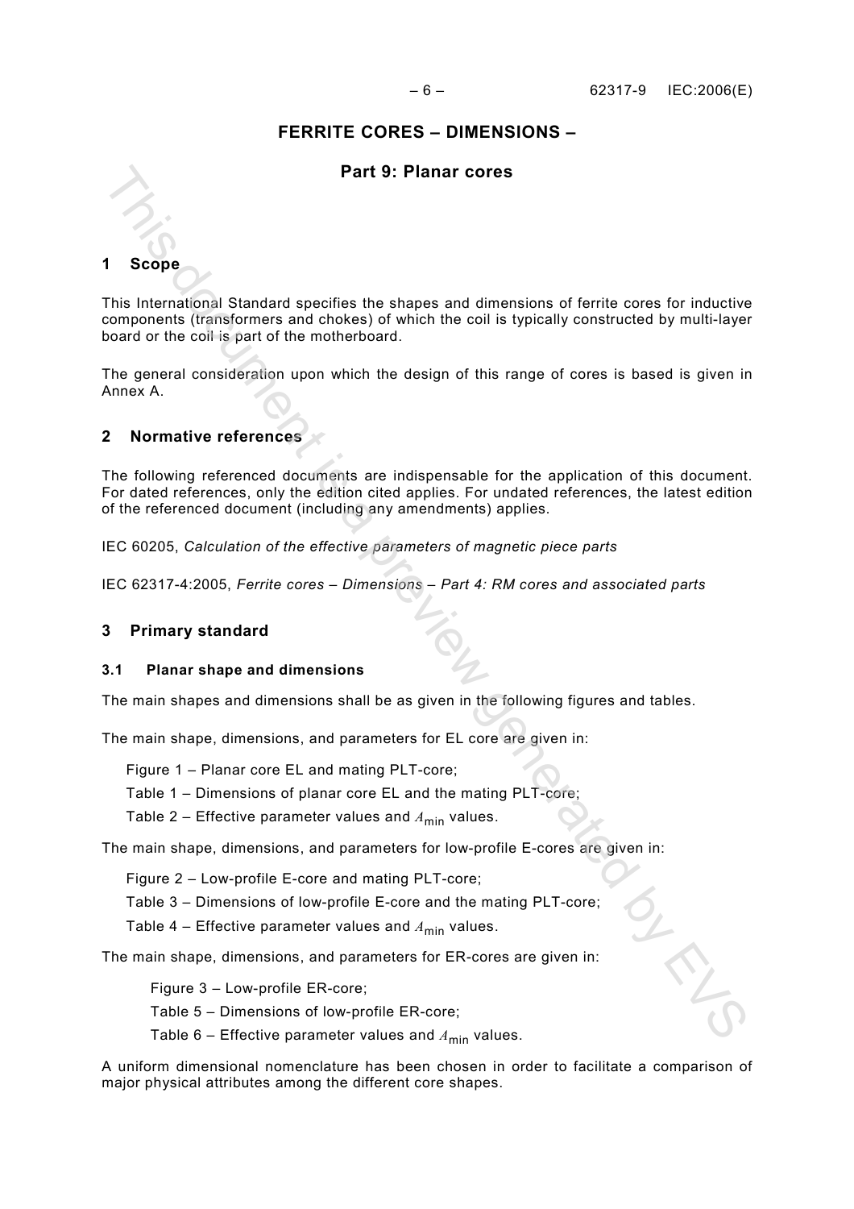# FERRITE CORES – DIMENSIONS –

## Part 9: Planar cores

## 1 Scope

This International Standard specifies the shapes and dimensions of ferrite cores for inductive components (transformers and chokes) of which the coil is typically constructed by multi-layer board or the coil is part of the motherboard.

The general consideration upon which the design of this range of cores is based is given in Annex A.

## 2 Normative references

The following referenced documents are indispensable for the application of this document. For dated references, only the edition cited applies. For undated references, the latest edition of the referenced document (including any amendments) applies.

IEC 60205, *Calculation of the effective parameters of magnetic piece parts*

IEC 62317-4:2005, *Ferrite cores – Dimensions – Part 4: RM cores and associated parts*

## 3 Primary standard

### 3.1 Planar shape and dimensions

The main shapes and dimensions shall be as given in the following figures and tables.

The main shape, dimensions, and parameters for EL core are given in:

Figure 1 – Planar core EL and mating PLT-core;

Table 1 – Dimensions of planar core EL and the mating PLT-core;

Table 2 – Effective parameter values and $A_{min}$ values.

The main shape, dimensions, and parameters for low-profile E-cores are given in:

Figure 2 – Low-profile E-core and mating PLT-core;

Table 3 – Dimensions of low-profile E-core and the mating PLT-core;

Table 4 – Effective parameter values and $A_{min}$ values.

The main shape, dimensions, and parameters for ER-cores are given in:

Figure 3 – Low-profile ER-core;

Table 5 – Dimensions of low-profile ER-core;

Table 6 – Effective parameter values and $A_{min}$ values.

A uniform dimensional nomenclature has been chosen in order to facilitate a comparison of major physical attributes among the different core shapes.